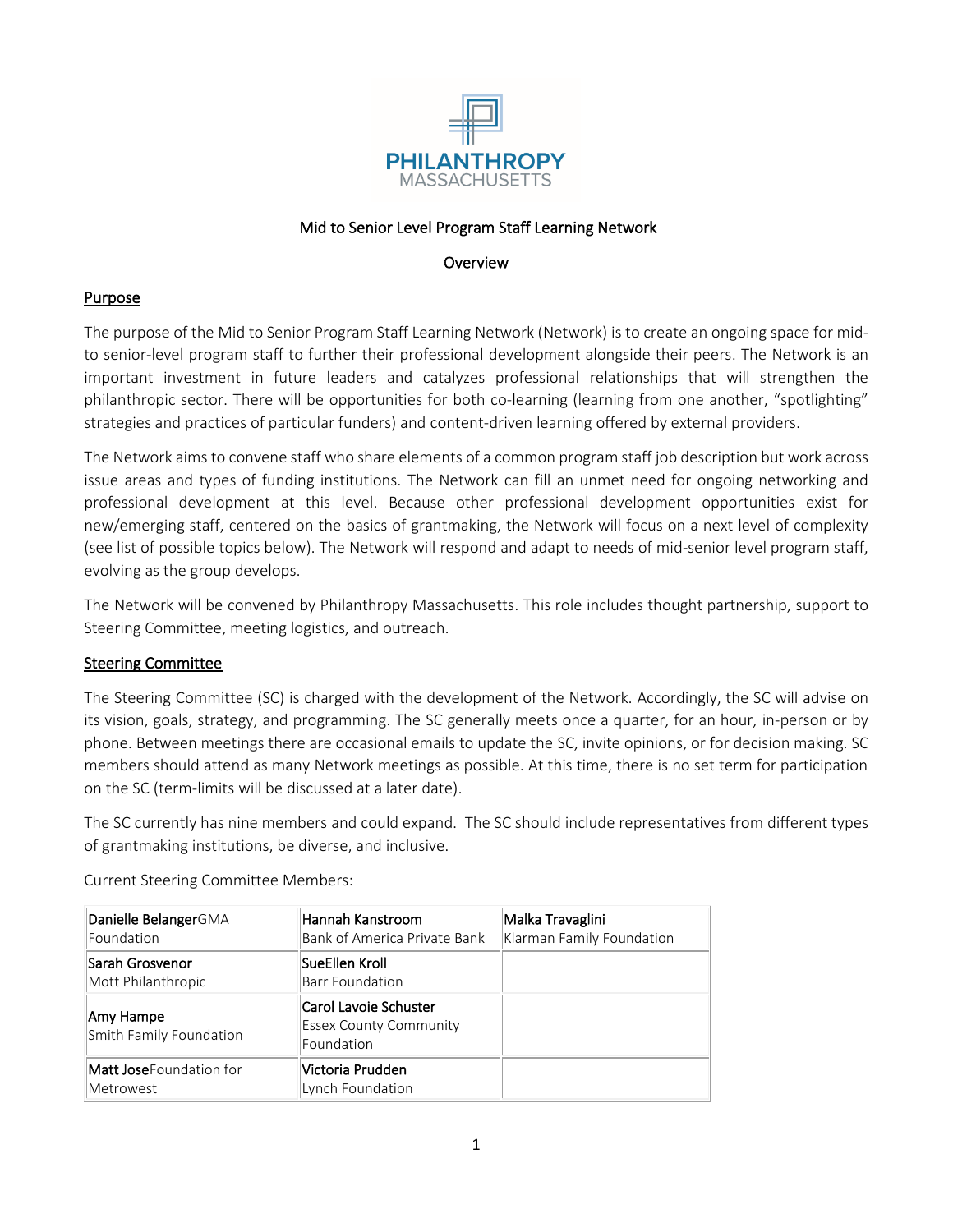PHILANTHROPY MASSACHUSETTS

Mid to Senior Level Program Staff Learning Network

Overview

## Purpose

The purpose of the Mid to Senior Program Staff Learning Network (Network) is to create an ongoing space for mid-to senior-level program staff to further their professional development alongside their peers. The Network is an important investment in future leaders and catalyzes professional relationships that will strengthen the philanthropic sector. There will be opportunities for both co-learning (learning from one another, "spotlighting" strategies and practices of particular funders) and content-driven learning offered by external providers.

The Network aims to convene staff who share elements of a common program staff job description but work across issue areas and types of funding institutions. The Network can fill an unmet need for ongoing networking and professional development at this level. Because other professional development opportunities exist for new/emerging staff, centered on the basics of grantmaking, the Network will focus on a next level of complexity (see list of possible topics below). The Network will respond and adapt to needs of mid-senior level program staff, evolving as the group develops.

The Network will be convened by Philanthropy Massachusetts. This role includes thought partnership, support to Steering Committee, meeting logistics, and outreach.

## Steering Committee

The Steering Committee (SC) is charged with the development of the Network. Accordingly, the SC will advise on its vision, goals, strategy, and programming. The SC generally meets once a quarter, for an hour, in-person or by phone. Between meetings there are occasional emails to update the SC, invite opinions, or for decision making. SC members should attend as many Network meetings as possible. At this time, there is no set term for participation on the SC (term-limits will be discussed at a later date).

The SC currently has nine members and could expand. The SC should include representatives from different types of grantmaking institutions, be diverse, and inclusive.

Current Steering Committee Members:

| | | |
|---|---|---|
| Danielle Belanger GMA Foundation | Hannah Kanstroom Bank of America Private Bank | Malka Travaglini Klarman Family Foundation |
| Sarah Grosvenor Mott Philanthropic | SueEllen Kroll Barr Foundation | |
| Amy Hampe Smith Family Foundation | Carol Lavoie Schuster Essex County Community Foundation | |
| Matt Jose Foundation for Metrowest | Victoria Prudden Lynch Foundation | |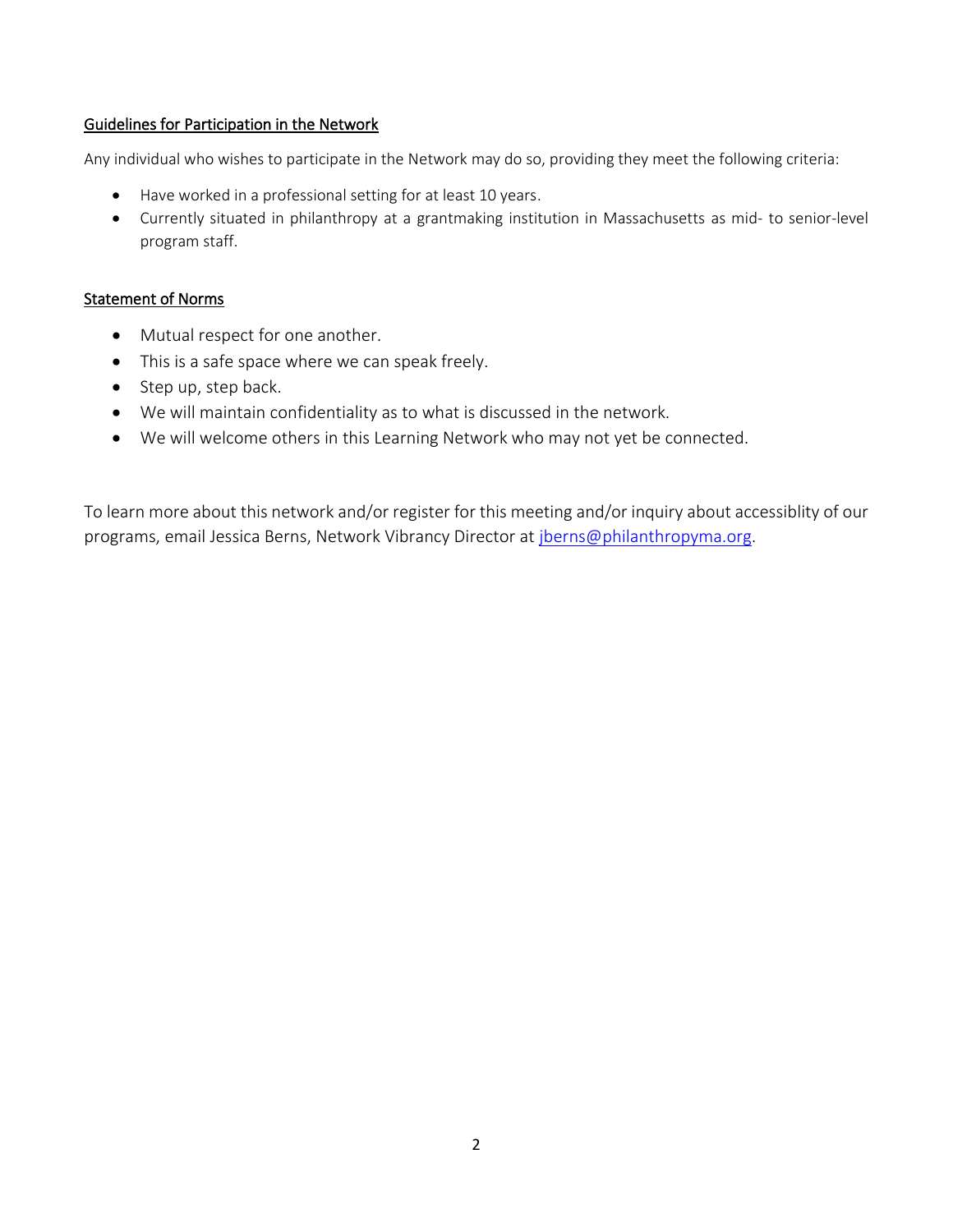Guidelines for Participation in the Network

Any individual who wishes to participate in the Network may do so, providing they meet the following criteria:

- Have worked in a professional setting for at least 10 years.
- Currently situated in philanthropy at a grantmaking institution in Massachusetts as mid- to senior-level program staff.

Statement of Norms

- Mutual respect for one another.
- This is a safe space where we can speak freely.
- Step up, step back.
- We will maintain confidentiality as to what is discussed in the network.
- We will welcome others in this Learning Network who may not yet be connected.

To learn more about this network and/or register for this meeting and/or inquiry about accessiblity of our programs, email Jessica Berns, Network Vibrancy Director at jberns@philanthropyma.org.